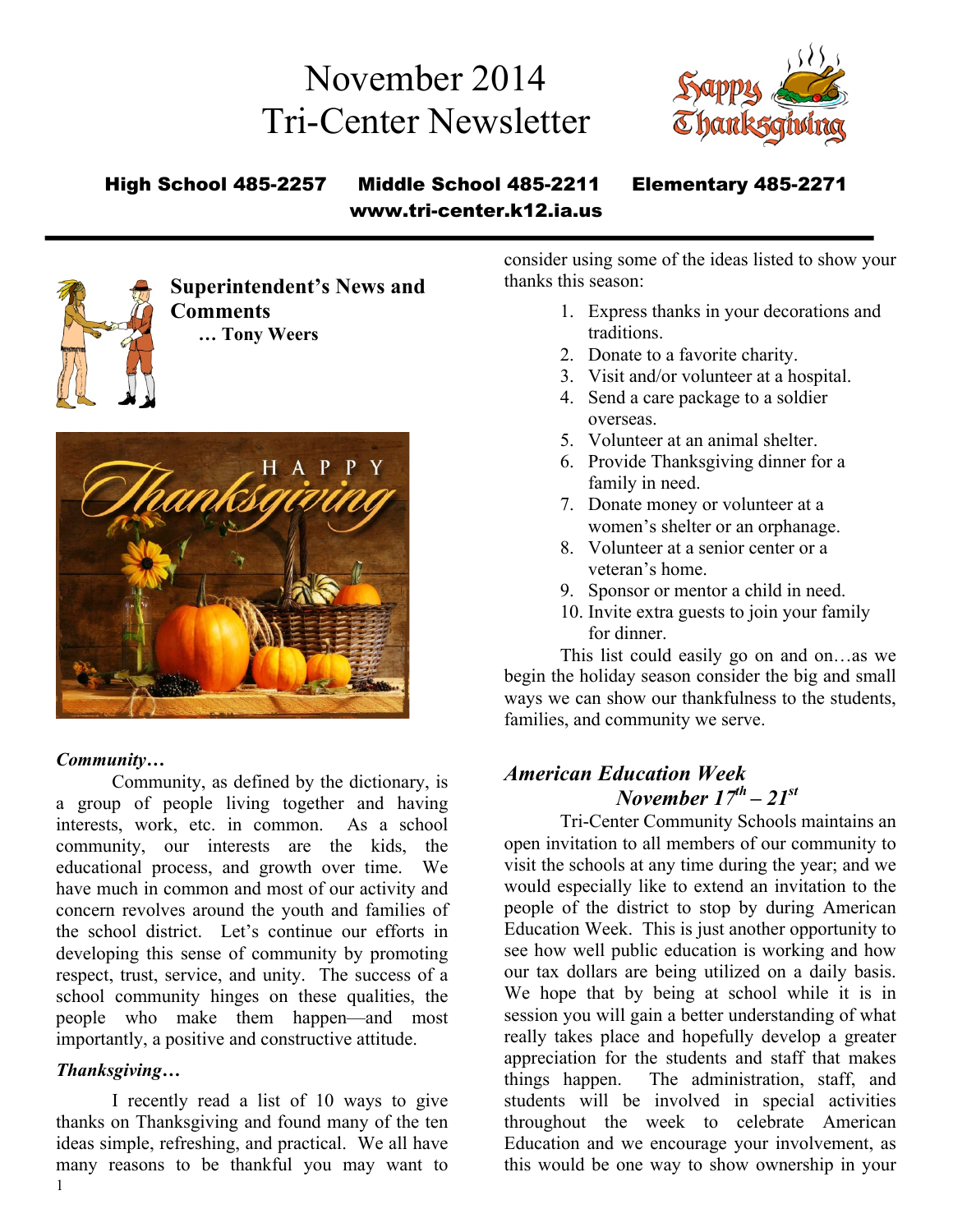# November 2014
# Tri-Center Newsletter

**High School 485-2257 Middle School 485-2211 Elementary 485-2271**
**www.tri-center.k12.ia.us**

## Superintendent's News and Comments
**… Tony Weers**

***Community…***

Community, as defined by the dictionary, is a group of people living together and having interests, work, etc. in common. As a school community, our interests are the kids, the educational process, and growth over time. We have much in common and most of our activity and concern revolves around the youth and families of the school district. Let's continue our efforts in developing this sense of community by promoting respect, trust, service, and unity. The success of a school community hinges on these qualities, the people who make them happen—and most importantly, a positive and constructive attitude.

***Thanksgiving…***

I recently read a list of 10 ways to give thanks on Thanksgiving and found many of the ten ideas simple, refreshing, and practical. We all have many reasons to be thankful you may want to consider using some of the ideas listed to show your thanks this season:

1. Express thanks in your decorations and traditions.
2. Donate to a favorite charity.
3. Visit and/or volunteer at a hospital.
4. Send a care package to a soldier overseas.
5. Volunteer at an animal shelter.
6. Provide Thanksgiving dinner for a family in need.
7. Donate money or volunteer at a women's shelter or an orphanage.
8. Volunteer at a senior center or a veteran's home.
9. Sponsor or mentor a child in need.
10. Invite extra guests to join your family for dinner.

This list could easily go on and on…as we begin the holiday season consider the big and small ways we can show our thankfulness to the students, families, and community we serve.

## *American Education Week November 17th – 21st*

Tri-Center Community Schools maintains an open invitation to all members of our community to visit the schools at any time during the year; and we would especially like to extend an invitation to the people of the district to stop by during American Education Week. This is just another opportunity to see how well public education is working and how our tax dollars are being utilized on a daily basis. We hope that by being at school while it is in session you will gain a better understanding of what really takes place and hopefully develop a greater appreciation for the students and staff that makes things happen. The administration, staff, and students will be involved in special activities throughout the week to celebrate American Education and we encourage your involvement, as this would be one way to show ownership in your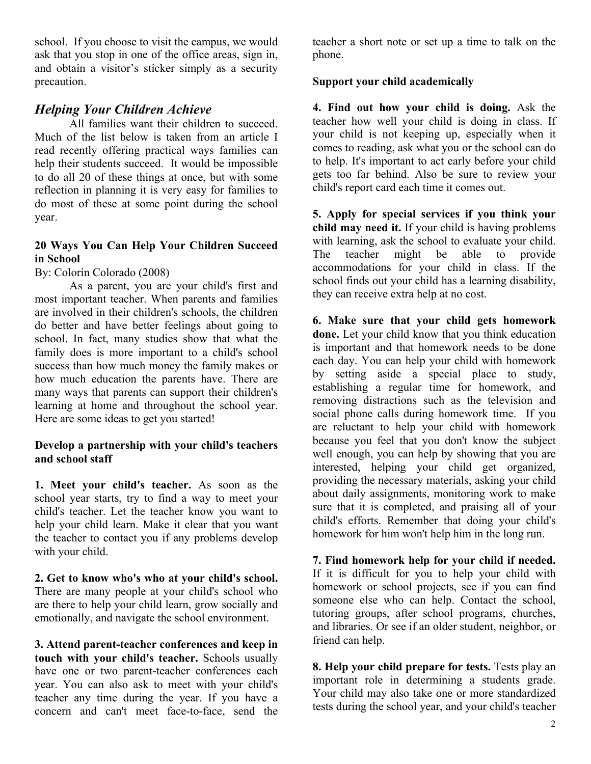school. If you choose to visit the campus, we would ask that you stop in one of the office areas, sign in, and obtain a visitor's sticker simply as a security precaution.

## *Helping Your Children Achieve*

All families want their children to succeed. Much of the list below is taken from an article I read recently offering practical ways families can help their students succeed. It would be impossible to do all 20 of these things at once, but with some reflection in planning it is very easy for families to do most of these at some point during the school year.

### 20 Ways You Can Help Your Children Succeed in School

By: Colorín Colorado (2008)

As a parent, you are your child's first and most important teacher. When parents and families are involved in their children's schools, the children do better and have better feelings about going to school. In fact, many studies show that what the family does is more important to a child's school success than how much money the family makes or how much education the parents have. There are many ways that parents can support their children's learning at home and throughout the school year. Here are some ideas to get you started!

**Develop a partnership with your child's teachers and school staff**

**1. Meet your child's teacher.** As soon as the school year starts, try to find a way to meet your child's teacher. Let the teacher know you want to help your child learn. Make it clear that you want the teacher to contact you if any problems develop with your child.

**2. Get to know who's who at your child's school.** There are many people at your child's school who are there to help your child learn, grow socially and emotionally, and navigate the school environment.

**3. Attend parent-teacher conferences and keep in touch with your child's teacher.** Schools usually have one or two parent-teacher conferences each year. You can also ask to meet with your child's teacher any time during the year. If you have a concern and can't meet face-to-face, send the teacher a short note or set up a time to talk on the phone.

**Support your child academically**

**4. Find out how your child is doing.** Ask the teacher how well your child is doing in class. If your child is not keeping up, especially when it comes to reading, ask what you or the school can do to help. It's important to act early before your child gets too far behind. Also be sure to review your child's report card each time it comes out.

**5. Apply for special services if you think your child may need it.** If your child is having problems with learning, ask the school to evaluate your child. The teacher might be able to provide accommodations for your child in class. If the school finds out your child has a learning disability, they can receive extra help at no cost.

**6. Make sure that your child gets homework done.** Let your child know that you think education is important and that homework needs to be done each day. You can help your child with homework by setting aside a special place to study, establishing a regular time for homework, and removing distractions such as the television and social phone calls during homework time. If you are reluctant to help your child with homework because you feel that you don't know the subject well enough, you can help by showing that you are interested, helping your child get organized, providing the necessary materials, asking your child about daily assignments, monitoring work to make sure that it is completed, and praising all of your child's efforts. Remember that doing your child's homework for him won't help him in the long run.

**7. Find homework help for your child if needed.** If it is difficult for you to help your child with homework or school projects, see if you can find someone else who can help. Contact the school, tutoring groups, after school programs, churches, and libraries. Or see if an older student, neighbor, or friend can help.

**8. Help your child prepare for tests.** Tests play an important role in determining a students grade. Your child may also take one or more standardized tests during the school year, and your child's teacher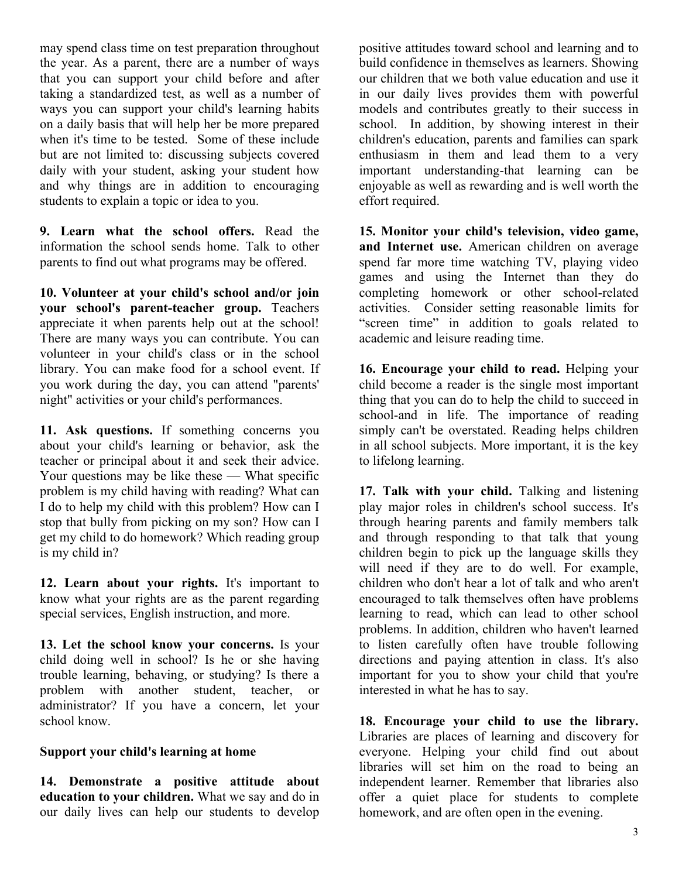may spend class time on test preparation throughout the year. As a parent, there are a number of ways that you can support your child before and after taking a standardized test, as well as a number of ways you can support your child's learning habits on a daily basis that will help her be more prepared when it's time to be tested. Some of these include but are not limited to: discussing subjects covered daily with your student, asking your student how and why things are in addition to encouraging students to explain a topic or idea to you.

**9. Learn what the school offers.** Read the information the school sends home. Talk to other parents to find out what programs may be offered.

**10. Volunteer at your child's school and/or join your school's parent-teacher group.** Teachers appreciate it when parents help out at the school! There are many ways you can contribute. You can volunteer in your child's class or in the school library. You can make food for a school event. If you work during the day, you can attend "parents' night" activities or your child's performances.

**11. Ask questions.** If something concerns you about your child's learning or behavior, ask the teacher or principal about it and seek their advice. Your questions may be like these — What specific problem is my child having with reading? What can I do to help my child with this problem? How can I stop that bully from picking on my son? How can I get my child to do homework? Which reading group is my child in?

**12. Learn about your rights.** It's important to know what your rights are as the parent regarding special services, English instruction, and more.

**13. Let the school know your concerns.** Is your child doing well in school? Is he or she having trouble learning, behaving, or studying? Is there a problem with another student, teacher, or administrator? If you have a concern, let your school know.

**Support your child's learning at home**

**14. Demonstrate a positive attitude about education to your children.** What we say and do in our daily lives can help our students to develop positive attitudes toward school and learning and to build confidence in themselves as learners. Showing our children that we both value education and use it in our daily lives provides them with powerful models and contributes greatly to their success in school. In addition, by showing interest in their children's education, parents and families can spark enthusiasm in them and lead them to a very important understanding-that learning can be enjoyable as well as rewarding and is well worth the effort required.

**15. Monitor your child's television, video game, and Internet use.** American children on average spend far more time watching TV, playing video games and using the Internet than they do completing homework or other school-related activities. Consider setting reasonable limits for "screen time" in addition to goals related to academic and leisure reading time.

**16. Encourage your child to read.** Helping your child become a reader is the single most important thing that you can do to help the child to succeed in school-and in life. The importance of reading simply can't be overstated. Reading helps children in all school subjects. More important, it is the key to lifelong learning.

**17. Talk with your child.** Talking and listening play major roles in children's school success. It's through hearing parents and family members talk and through responding to that talk that young children begin to pick up the language skills they will need if they are to do well. For example, children who don't hear a lot of talk and who aren't encouraged to talk themselves often have problems learning to read, which can lead to other school problems. In addition, children who haven't learned to listen carefully often have trouble following directions and paying attention in class. It's also important for you to show your child that you're interested in what he has to say.

**18. Encourage your child to use the library.** Libraries are places of learning and discovery for everyone. Helping your child find out about libraries will set him on the road to being an independent learner. Remember that libraries also offer a quiet place for students to complete homework, and are often open in the evening.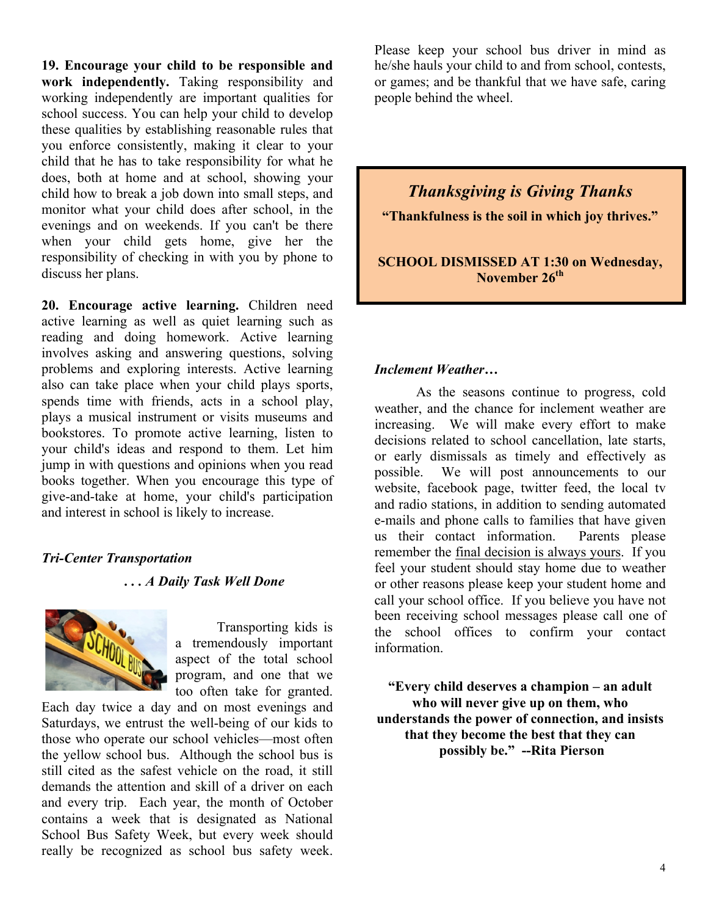**19. Encourage your child to be responsible and work independently.** Taking responsibility and working independently are important qualities for school success. You can help your child to develop these qualities by establishing reasonable rules that you enforce consistently, making it clear to your child that he has to take responsibility for what he does, both at home and at school, showing your child how to break a job down into small steps, and monitor what your child does after school, in the evenings and on weekends. If you can't be there when your child gets home, give her the responsibility of checking in with you by phone to discuss her plans.

**20. Encourage active learning.** Children need active learning as well as quiet learning such as reading and doing homework. Active learning involves asking and answering questions, solving problems and exploring interests. Active learning also can take place when your child plays sports, spends time with friends, acts in a school play, plays a musical instrument or visits museums and bookstores. To promote active learning, listen to your child's ideas and respond to them. Let him jump in with questions and opinions when you read books together. When you encourage this type of give-and-take at home, your child's participation and interest in school is likely to increase.

### *Tri-Center Transportation*

***. . . A Daily Task Well Done***

Transporting kids is a tremendously important aspect of the total school program, and one that we too often take for granted. Each day twice a day and on most evenings and Saturdays, we entrust the well-being of our kids to those who operate our school vehicles—most often the yellow school bus. Although the school bus is still cited as the safest vehicle on the road, it still demands the attention and skill of a driver on each and every trip. Each year, the month of October contains a week that is designated as National School Bus Safety Week, but every week should really be recognized as school bus safety week. Please keep your school bus driver in mind as he/she hauls your child to and from school, contests, or games; and be thankful that we have safe, caring people behind the wheel.

## *Thanksgiving is Giving Thanks*

**"Thankfulness is the soil in which joy thrives."**

**SCHOOL DISMISSED AT 1:30 on Wednesday, November 26th**

### *Inclement Weather…*

As the seasons continue to progress, cold weather, and the chance for inclement weather are increasing. We will make every effort to make decisions related to school cancellation, late starts, or early dismissals as timely and effectively as possible. We will post announcements to our website, facebook page, twitter feed, the local tv and radio stations, in addition to sending automated e-mails and phone calls to families that have given us their contact information. Parents please remember the final decision is always yours. If you feel your student should stay home due to weather or other reasons please keep your student home and call your school office. If you believe you have not been receiving school messages please call one of the school offices to confirm your contact information.

**"Every child deserves a champion – an adult who will never give up on them, who understands the power of connection, and insists that they become the best that they can possibly be." --Rita Pierson**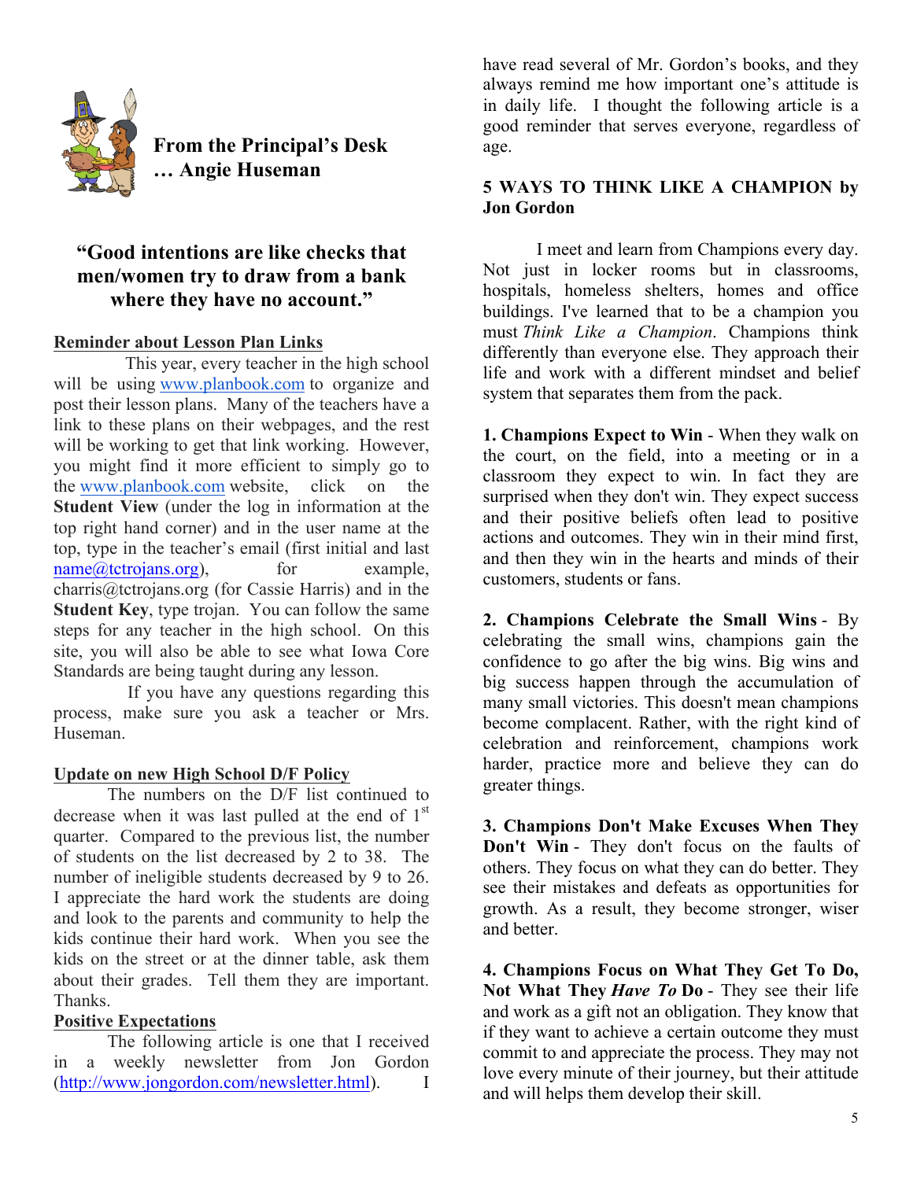## From the Principal's Desk … Angie Huseman

**"Good intentions are like checks that men/women try to draw from a bank where they have no account."**

### Reminder about Lesson Plan Links

This year, every teacher in the high school will be using www.planbook.com to organize and post their lesson plans. Many of the teachers have a link to these plans on their webpages, and the rest will be working to get that link working. However, you might find it more efficient to simply go to the www.planbook.com website, click on the **Student View** (under the log in information at the top right hand corner) and in the user name at the top, type in the teacher's email (first initial and last name@tctrojans.org), for example, charris@tctrojans.org (for Cassie Harris) and in the **Student Key**, type trojan. You can follow the same steps for any teacher in the high school. On this site, you will also be able to see what Iowa Core Standards are being taught during any lesson.

If you have any questions regarding this process, make sure you ask a teacher or Mrs. Huseman.

### Update on new High School D/F Policy

The numbers on the D/F list continued to decrease when it was last pulled at the end of 1st quarter. Compared to the previous list, the number of students on the list decreased by 2 to 38. The number of ineligible students decreased by 9 to 26. I appreciate the hard work the students are doing and look to the parents and community to help the kids continue their hard work. When you see the kids on the street or at the dinner table, ask them about their grades. Tell them they are important. Thanks.

### Positive Expectations

The following article is one that I received in a weekly newsletter from Jon Gordon (http://www.jongordon.com/newsletter.html). I have read several of Mr. Gordon's books, and they always remind me how important one's attitude is in daily life. I thought the following article is a good reminder that serves everyone, regardless of age.

**5 WAYS TO THINK LIKE A CHAMPION by Jon Gordon**

I meet and learn from Champions every day. Not just in locker rooms but in classrooms, hospitals, homeless shelters, homes and office buildings. I've learned that to be a champion you must *Think Like a Champion*. Champions think differently than everyone else. They approach their life and work with a different mindset and belief system that separates them from the pack.

**1. Champions Expect to Win** - When they walk on the court, on the field, into a meeting or in a classroom they expect to win. In fact they are surprised when they don't win. They expect success and their positive beliefs often lead to positive actions and outcomes. They win in their mind first, and then they win in the hearts and minds of their customers, students or fans.

**2. Champions Celebrate the Small Wins** - By celebrating the small wins, champions gain the confidence to go after the big wins. Big wins and big success happen through the accumulation of many small victories. This doesn't mean champions become complacent. Rather, with the right kind of celebration and reinforcement, champions work harder, practice more and believe they can do greater things.

**3. Champions Don't Make Excuses When They Don't Win** - They don't focus on the faults of others. They focus on what they can do better. They see their mistakes and defeats as opportunities for growth. As a result, they become stronger, wiser and better.

**4. Champions Focus on What They Get To Do, Not What They *Have To* Do** - They see their life and work as a gift not an obligation. They know that if they want to achieve a certain outcome they must commit to and appreciate the process. They may not love every minute of their journey, but their attitude and will helps them develop their skill.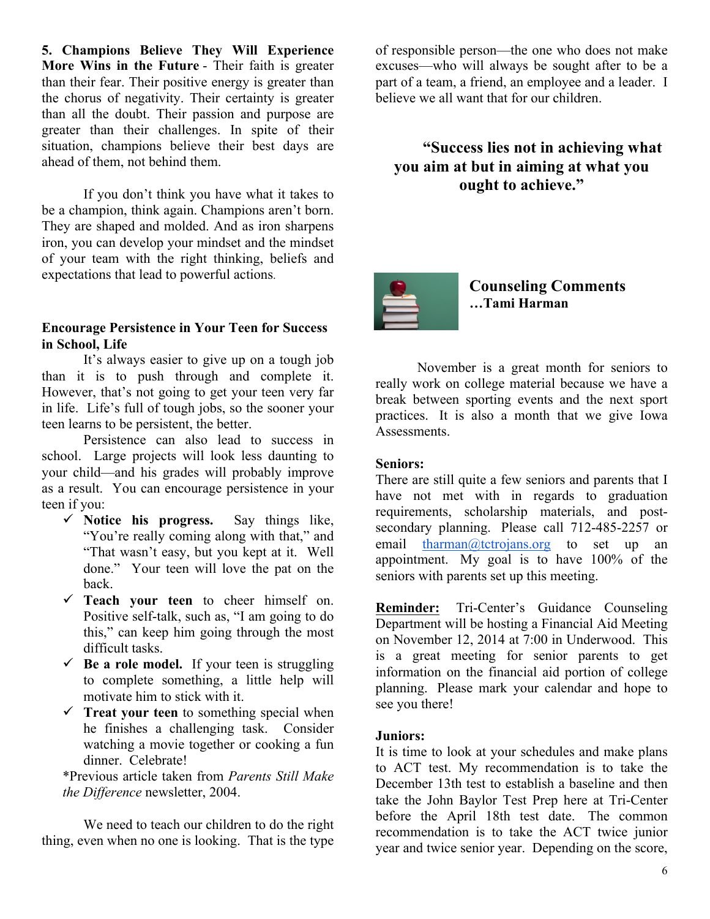**5. Champions Believe They Will Experience More Wins in the Future** - Their faith is greater than their fear. Their positive energy is greater than the chorus of negativity. Their certainty is greater than all the doubt. Their passion and purpose are greater than their challenges. In spite of their situation, champions believe their best days are ahead of them, not behind them.

If you don't think you have what it takes to be a champion, think again. Champions aren't born. They are shaped and molded. And as iron sharpens iron, you can develop your mindset and the mindset of your team with the right thinking, beliefs and expectations that lead to powerful actions.

**Encourage Persistence in Your Teen for Success in School, Life**

It's always easier to give up on a tough job than it is to push through and complete it. However, that's not going to get your teen very far in life. Life's full of tough jobs, so the sooner your teen learns to be persistent, the better.

Persistence can also lead to success in school. Large projects will look less daunting to your child—and his grades will probably improve as a result. You can encourage persistence in your teen if you:

- ✓ **Notice his progress.** Say things like, "You're really coming along with that," and "That wasn't easy, but you kept at it. Well done." Your teen will love the pat on the back.
- ✓ **Teach your teen** to cheer himself on. Positive self-talk, such as, "I am going to do this," can keep him going through the most difficult tasks.
- ✓ **Be a role model.** If your teen is struggling to complete something, a little help will motivate him to stick with it.
- ✓ **Treat your teen** to something special when he finishes a challenging task. Consider watching a movie together or cooking a fun dinner. Celebrate!

*Previous article taken from *Parents Still Make the Difference* newsletter, 2004.

We need to teach our children to do the right thing, even when no one is looking. That is the type of responsible person—the one who does not make excuses—who will always be sought after to be a part of a team, a friend, an employee and a leader. I believe we all want that for our children.

**"Success lies not in achieving what you aim at but in aiming at what you ought to achieve."**

## Counseling Comments
**…Tami Harman**

November is a great month for seniors to really work on college material because we have a break between sporting events and the next sport practices. It is also a month that we give Iowa Assessments.

**Seniors:**
There are still quite a few seniors and parents that I have not met with in regards to graduation requirements, scholarship materials, and post-secondary planning. Please call 712-485-2257 or email tharman@tctrojans.org to set up an appointment. My goal is to have 100% of the seniors with parents set up this meeting.

**Reminder:** Tri-Center's Guidance Counseling Department will be hosting a Financial Aid Meeting on November 12, 2014 at 7:00 in Underwood. This is a great meeting for senior parents to get information on the financial aid portion of college planning. Please mark your calendar and hope to see you there!

**Juniors:**
It is time to look at your schedules and make plans to ACT test. My recommendation is to take the December 13th test to establish a baseline and then take the John Baylor Test Prep here at Tri-Center before the April 18th test date. The common recommendation is to take the ACT twice junior year and twice senior year. Depending on the score,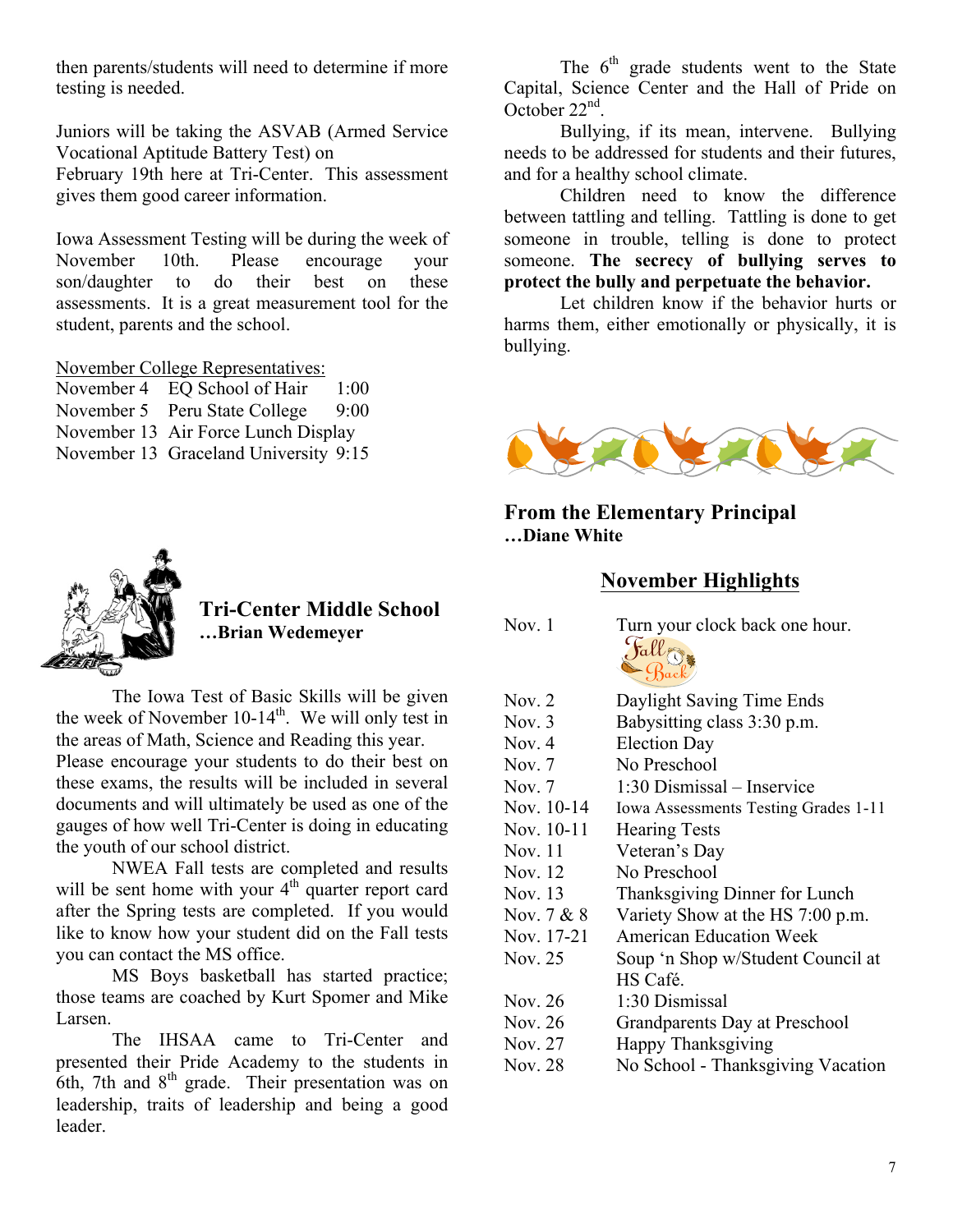then parents/students will need to determine if more testing is needed.

Juniors will be taking the ASVAB (Armed Service Vocational Aptitude Battery Test) on February 19th here at Tri-Center. This assessment gives them good career information.

Iowa Assessment Testing will be during the week of November 10th. Please encourage your son/daughter to do their best on these assessments. It is a great measurement tool for the student, parents and the school.

November College Representatives:

| | | |
|---|---|---|
| November 4 | EQ School of Hair | 1:00 |
| November 5 | Peru State College | 9:00 |
| November 13 | Air Force Lunch Display | |
| November 13 | Graceland University | 9:15 |

## Tri-Center Middle School
**…Brian Wedemeyer**

The Iowa Test of Basic Skills will be given the week of November 10-14th. We will only test in the areas of Math, Science and Reading this year. Please encourage your students to do their best on these exams, the results will be included in several documents and will ultimately be used as one of the gauges of how well Tri-Center is doing in educating the youth of our school district.

NWEA Fall tests are completed and results will be sent home with your 4th quarter report card after the Spring tests are completed. If you would like to know how your student did on the Fall tests you can contact the MS office.

MS Boys basketball has started practice; those teams are coached by Kurt Spomer and Mike Larsen.

The IHSAA came to Tri-Center and presented their Pride Academy to the students in 6th, 7th and 8th grade. Their presentation was on leadership, traits of leadership and being a good leader.

The 6th grade students went to the State Capital, Science Center and the Hall of Pride on October 22nd.

Bullying, if its mean, intervene. Bullying needs to be addressed for students and their futures, and for a healthy school climate.

Children need to know the difference between tattling and telling. Tattling is done to get someone in trouble, telling is done to protect someone. **The secrecy of bullying serves to protect the bully and perpetuate the behavior.**

Let children know if the behavior hurts or harms them, either emotionally or physically, it is bullying.

## From the Elementary Principal
**…Diane White**

### November Highlights

| | |
|---|---|
| Nov. 1 | Turn your clock back one hour. |
| Nov. 2 | Daylight Saving Time Ends |
| Nov. 3 | Babysitting class 3:30 p.m. |
| Nov. 4 | Election Day |
| Nov. 7 | No Preschool |
| Nov. 7 | 1:30 Dismissal – Inservice |
| Nov. 10-14 | Iowa Assessments Testing Grades 1-11 |
| Nov. 10-11 | Hearing Tests |
| Nov. 11 | Veteran's Day |
| Nov. 12 | No Preschool |
| Nov. 13 | Thanksgiving Dinner for Lunch |
| Nov. 7 & 8 | Variety Show at the HS 7:00 p.m. |
| Nov. 17-21 | American Education Week |
| Nov. 25 | Soup 'n Shop w/Student Council at HS Café. |
| Nov. 26 | 1:30 Dismissal |
| Nov. 26 | Grandparents Day at Preschool |
| Nov. 27 | Happy Thanksgiving |
| Nov. 28 | No School - Thanksgiving Vacation |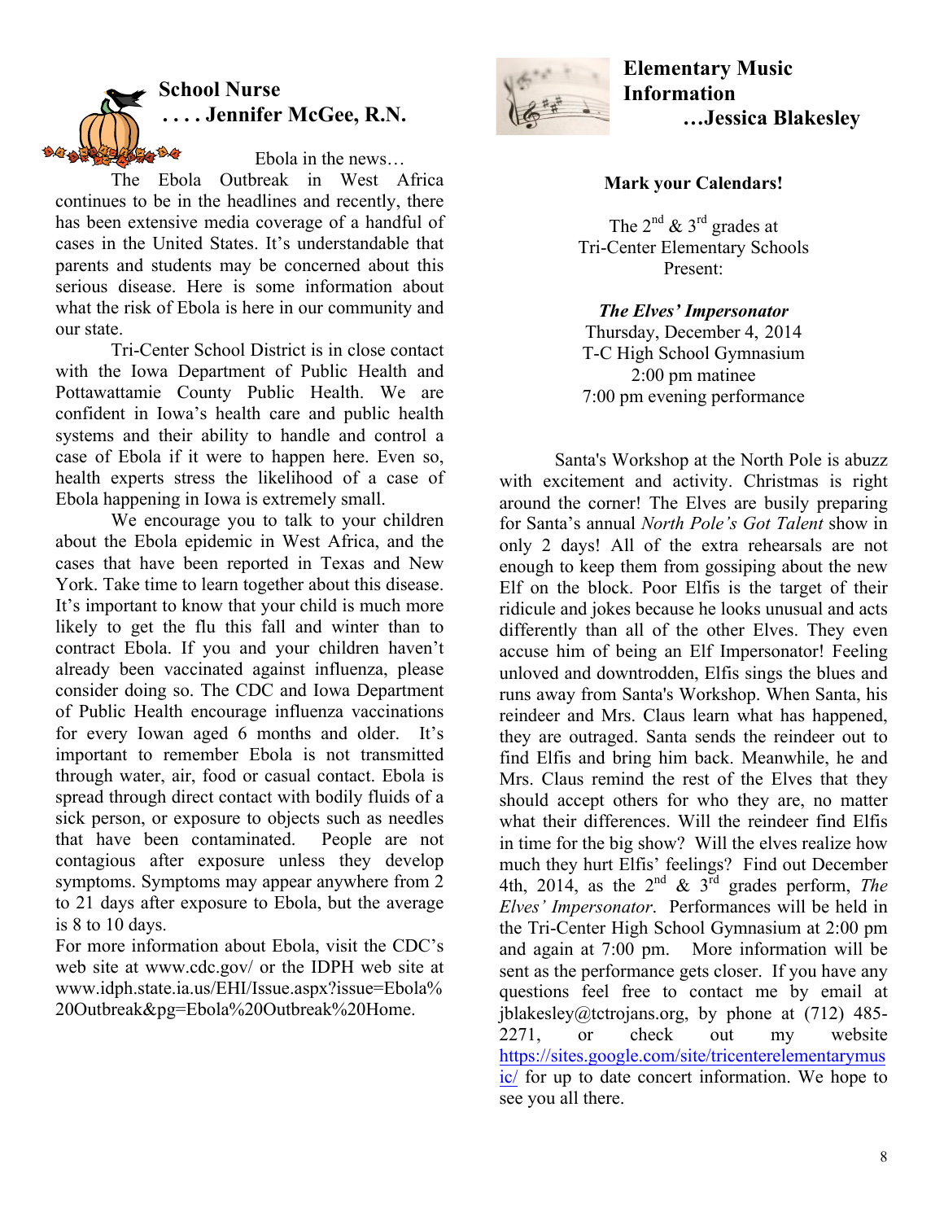## School Nurse
## . . . . Jennifer McGee, R.N.

Ebola in the news…

The Ebola Outbreak in West Africa continues to be in the headlines and recently, there has been extensive media coverage of a handful of cases in the United States. It's understandable that parents and students may be concerned about this serious disease. Here is some information about what the risk of Ebola is here in our community and our state.

Tri-Center School District is in close contact with the Iowa Department of Public Health and Pottawattamie County Public Health. We are confident in Iowa's health care and public health systems and their ability to handle and control a case of Ebola if it were to happen here. Even so, health experts stress the likelihood of a case of Ebola happening in Iowa is extremely small.

We encourage you to talk to your children about the Ebola epidemic in West Africa, and the cases that have been reported in Texas and New York. Take time to learn together about this disease. It's important to know that your child is much more likely to get the flu this fall and winter than to contract Ebola. If you and your children haven't already been vaccinated against influenza, please consider doing so. The CDC and Iowa Department of Public Health encourage influenza vaccinations for every Iowan aged 6 months and older. It's important to remember Ebola is not transmitted through water, air, food or casual contact. Ebola is spread through direct contact with bodily fluids of a sick person, or exposure to objects such as needles that have been contaminated. People are not contagious after exposure unless they develop symptoms. Symptoms may appear anywhere from 2 to 21 days after exposure to Ebola, but the average is 8 to 10 days.

For more information about Ebola, visit the CDC's web site at www.cdc.gov/ or the IDPH web site at www.idph.state.ia.us/EHI/Issue.aspx?issue=Ebola%20Outbreak&pg=Ebola%20Outbreak%20Home.

## Elementary Music Information
## …Jessica Blakesley

**Mark your Calendars!**

The 2nd & 3rd grades at
Tri-Center Elementary Schools
Present:

***The Elves' Impersonator***
Thursday, December 4, 2014
T-C High School Gymnasium
2:00 pm matinee
7:00 pm evening performance

Santa's Workshop at the North Pole is abuzz with excitement and activity. Christmas is right around the corner! The Elves are busily preparing for Santa's annual *North Pole's Got Talent* show in only 2 days! All of the extra rehearsals are not enough to keep them from gossiping about the new Elf on the block. Poor Elfis is the target of their ridicule and jokes because he looks unusual and acts differently than all of the other Elves. They even accuse him of being an Elf Impersonator! Feeling unloved and downtrodden, Elfis sings the blues and runs away from Santa's Workshop. When Santa, his reindeer and Mrs. Claus learn what has happened, they are outraged. Santa sends the reindeer out to find Elfis and bring him back. Meanwhile, he and Mrs. Claus remind the rest of the Elves that they should accept others for who they are, no matter what their differences. Will the reindeer find Elfis in time for the big show? Will the elves realize how much they hurt Elfis' feelings? Find out December 4th, 2014, as the 2nd & 3rd grades perform, *The Elves' Impersonator*. Performances will be held in the Tri-Center High School Gymnasium at 2:00 pm and again at 7:00 pm. More information will be sent as the performance gets closer. If you have any questions feel free to contact me by email at jblakesley@tctrojans.org, by phone at (712) 485-2271, or check out my website https://sites.google.com/site/tricenterelementarymusic/ for up to date concert information. We hope to see you all there.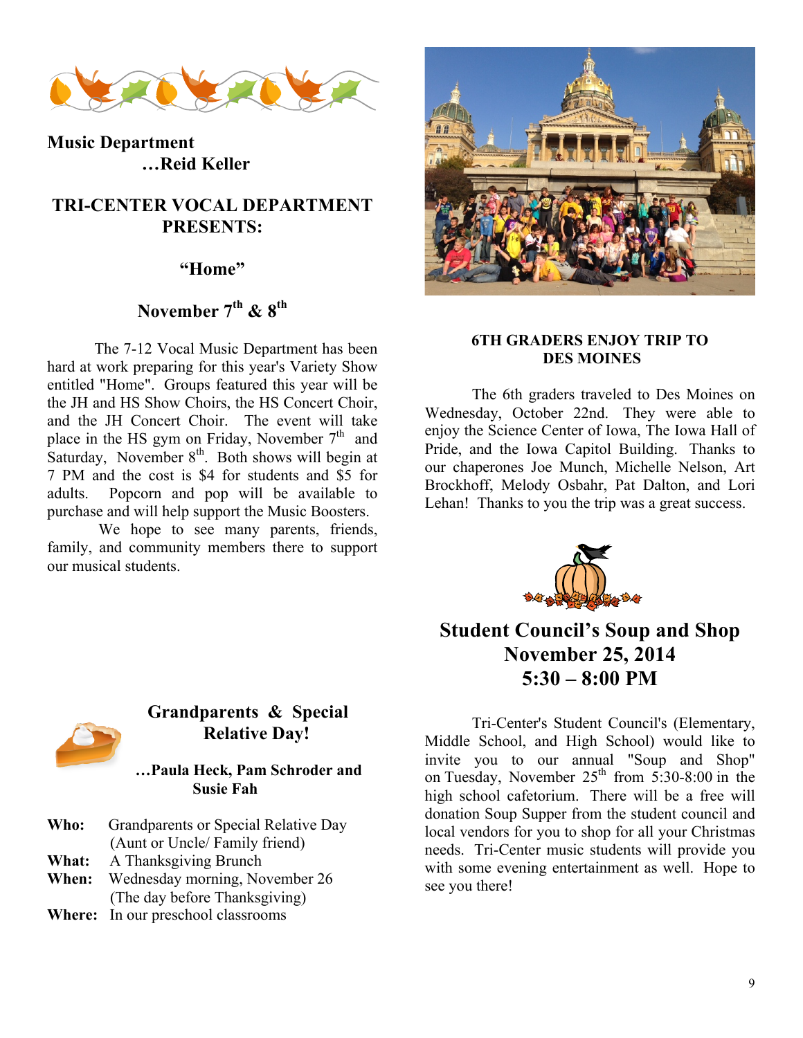## Music Department
**…Reid Keller**

## TRI-CENTER VOCAL DEPARTMENT PRESENTS:

### "Home"

### November 7th & 8th

The 7-12 Vocal Music Department has been hard at work preparing for this year's Variety Show entitled "Home". Groups featured this year will be the JH and HS Show Choirs, the HS Concert Choir, and the JH Concert Choir. The event will take place in the HS gym on Friday, November 7th and Saturday, November 8th. Both shows will begin at 7 PM and the cost is $4 for students and $5 for adults. Popcorn and pop will be available to purchase and will help support the Music Boosters.

We hope to see many parents, friends, family, and community members there to support our musical students.

## Grandparents & Special Relative Day!

**…Paula Heck, Pam Schroder and Susie Fah**

**Who:** Grandparents or Special Relative Day (Aunt or Uncle/ Family friend)
**What:** A Thanksgiving Brunch
**When:** Wednesday morning, November 26 (The day before Thanksgiving)
**Where:** In our preschool classrooms

## 6TH GRADERS ENJOY TRIP TO DES MOINES

The 6th graders traveled to Des Moines on Wednesday, October 22nd. They were able to enjoy the Science Center of Iowa, The Iowa Hall of Pride, and the Iowa Capitol Building. Thanks to our chaperones Joe Munch, Michelle Nelson, Art Brockhoff, Melody Osbahr, Pat Dalton, and Lori Lehan! Thanks to you the trip was a great success.

## Student Council's Soup and Shop
## November 25, 2014
## 5:30 – 8:00 PM

Tri-Center's Student Council's (Elementary, Middle School, and High School) would like to invite you to our annual "Soup and Shop" on Tuesday, November 25th from 5:30-8:00 in the high school cafetorium. There will be a free will donation Soup Supper from the student council and local vendors for you to shop for all your Christmas needs. Tri-Center music students will provide you with some evening entertainment as well. Hope to see you there!